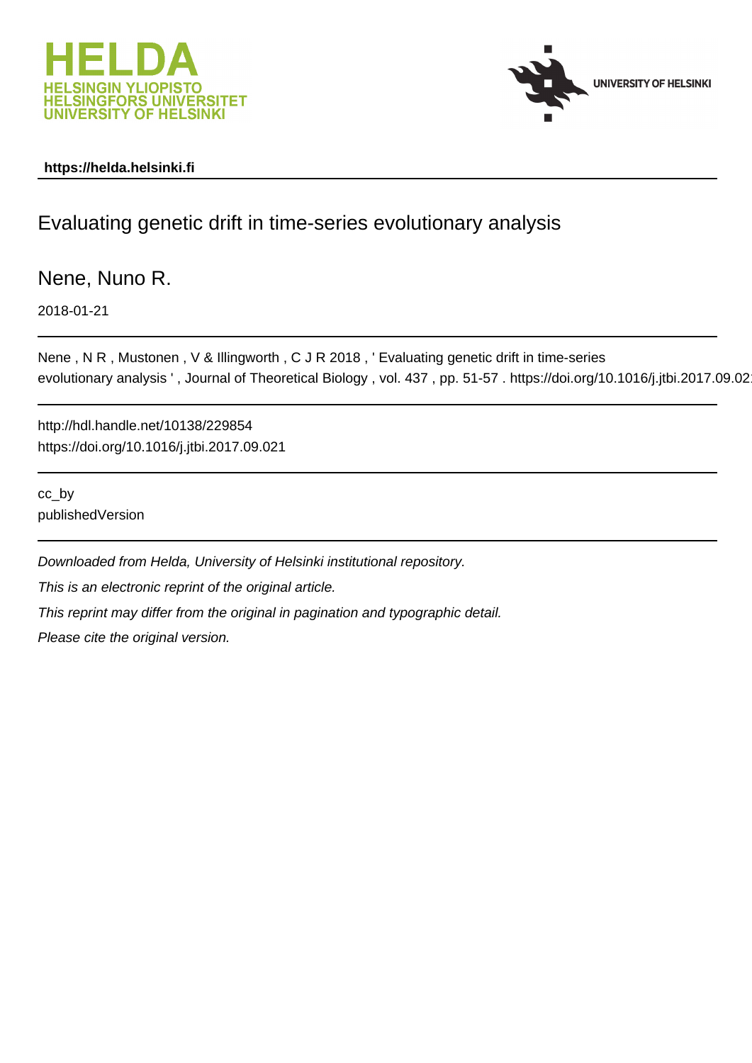https://helda.helsinki.fi

# Evaluating genetic drift in time-series evolutionary analysis

Nene, Nuno R.

2018-01-21

Nene , N R , Mustonen , V & Illingworth , C J R 2018 , ' Evaluating genetic drift in time-series evolutionary analysis ' , Journal of Theoretical Biology , vol. 437 , pp. 51-57 . https://doi.org/10.1016/j.jtbi.2017.09.021

http://hdl.handle.net/10138/229854
https://doi.org/10.1016/j.jtbi.2017.09.021

cc_by
publishedVersion

*Downloaded from Helda, University of Helsinki institutional repository.*

*This is an electronic reprint of the original article.*

*This reprint may differ from the original in pagination and typographic detail.*

*Please cite the original version.*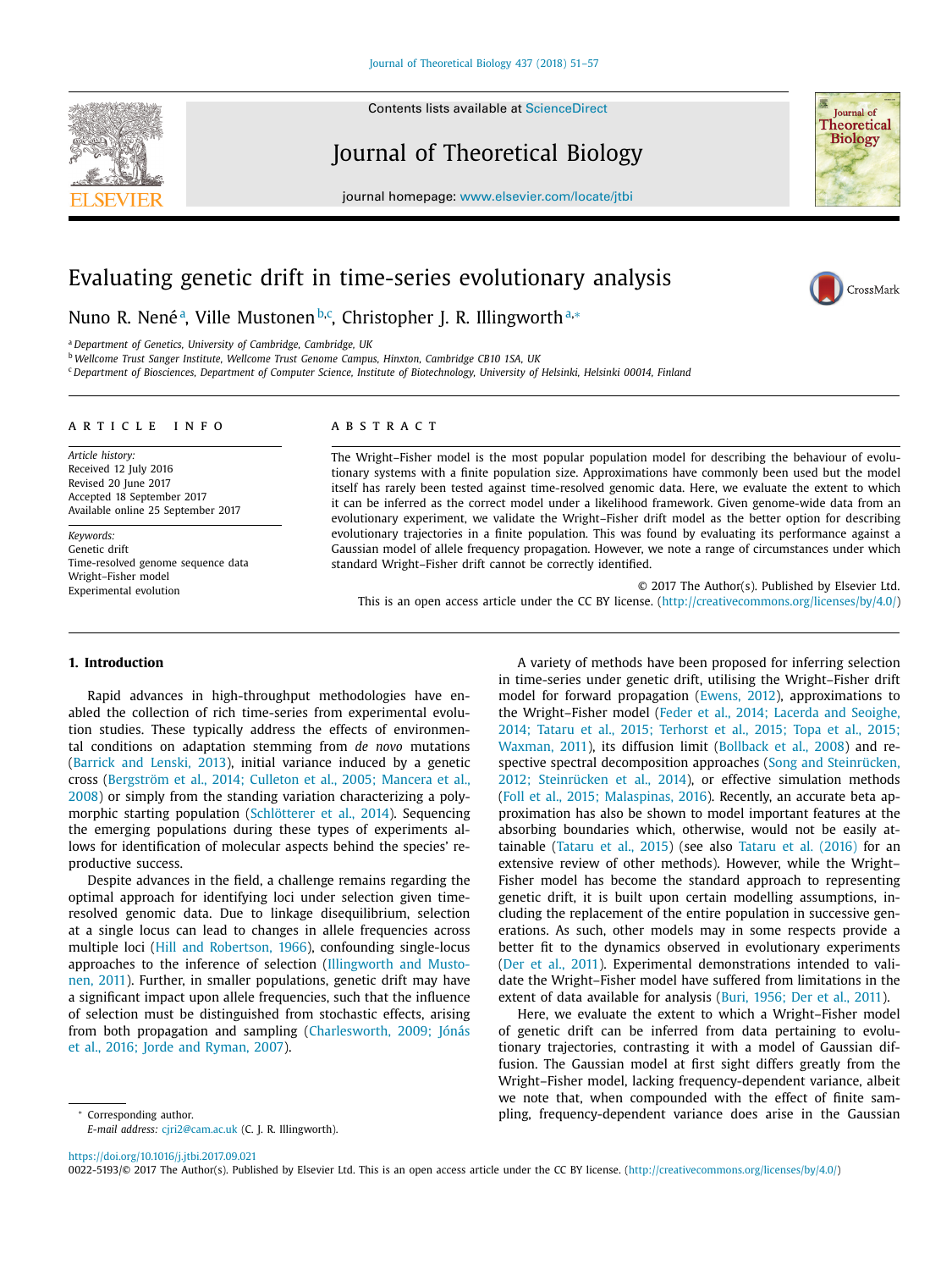# Evaluating genetic drift in time-series evolutionary analysis

Nuno R. Nené[a], Ville Mustonen[b,c], Christopher J. R. Illingworth[a,*]

[a] Department of Genetics, University of Cambridge, Cambridge, UK

[b] Wellcome Trust Sanger Institute, Wellcome Trust Genome Campus, Hinxton, Cambridge CB10 1SA, UK

[c] Department of Biosciences, Department of Computer Science, Institute of Biotechnology, University of Helsinki, Helsinki 00014, Finland

## ARTICLE INFO

*Article history:*
Received 12 July 2016
Revised 20 June 2017
Accepted 18 September 2017
Available online 25 September 2017

*Keywords:*
Genetic drift
Time-resolved genome sequence data
Wright–Fisher model
Experimental evolution

## ABSTRACT

The Wright–Fisher model is the most popular population model for describing the behaviour of evolutionary systems with a finite population size. Approximations have commonly been used but the model itself has rarely been tested against time-resolved genomic data. Here, we evaluate the extent to which it can be inferred as the correct model under a likelihood framework. Given genome-wide data from an evolutionary experiment, we validate the Wright–Fisher drift model as the better option for describing evolutionary trajectories in a finite population. This was found by evaluating its performance against a Gaussian model of allele frequency propagation. However, we note a range of circumstances under which standard Wright–Fisher drift cannot be correctly identified.

© 2017 The Author(s). Published by Elsevier Ltd.
This is an open access article under the CC BY license. (http://creativecommons.org/licenses/by/4.0/)

## 1. Introduction

Rapid advances in high-throughput methodologies have enabled the collection of rich time-series from experimental evolution studies. These typically address the effects of environmental conditions on adaptation stemming from *de novo* mutations (Barrick and Lenski, 2013), initial variance induced by a genetic cross (Bergström et al., 2014; Culleton et al., 2005; Mancera et al., 2008) or simply from the standing variation characterizing a polymorphic starting population (Schlötterer et al., 2014). Sequencing the emerging populations during these types of experiments allows for identification of molecular aspects behind the species' reproductive success.

Despite advances in the field, a challenge remains regarding the optimal approach for identifying loci under selection given time-resolved genomic data. Due to linkage disequilibrium, selection at a single locus can lead to changes in allele frequencies across multiple loci (Hill and Robertson, 1966), confounding single-locus approaches to the inference of selection (Illingworth and Mustonen, 2011). Further, in smaller populations, genetic drift may have a significant impact upon allele frequencies, such that the influence of selection must be distinguished from stochastic effects, arising from both propagation and sampling (Charlesworth, 2009; Jónás et al., 2016; Jorde and Ryman, 2007).

A variety of methods have been proposed for inferring selection in time-series under genetic drift, utilising the Wright–Fisher drift model for forward propagation (Ewens, 2012), approximations to the Wright–Fisher model (Feder et al., 2014; Lacerda and Seoighe, 2014; Tataru et al., 2015; Terhorst et al., 2015; Topa et al., 2015; Waxman, 2011), its diffusion limit (Bollback et al., 2008) and respective spectral decomposition approaches (Song and Steinrücken, 2012; Steinrücken et al., 2014), or effective simulation methods (Foll et al., 2015; Malaspinas, 2016). Recently, an accurate beta approximation has also be shown to model important features at the absorbing boundaries which, otherwise, would not be easily attainable (Tataru et al., 2015) (see also Tataru et al. (2016) for an extensive review of other methods). However, while the Wright–Fisher model has become the standard approach to representing genetic drift, it is built upon certain modelling assumptions, including the replacement of the entire population in successive generations. As such, other models may in some respects provide a better fit to the dynamics observed in evolutionary experiments (Der et al., 2011). Experimental demonstrations intended to validate the Wright–Fisher model have suffered from limitations in the extent of data available for analysis (Buri, 1956; Der et al., 2011).

Here, we evaluate the extent to which a Wright–Fisher model of genetic drift can be inferred from data pertaining to evolutionary trajectories, contrasting it with a model of Gaussian diffusion. The Gaussian model at first sight differs greatly from the Wright–Fisher model, lacking frequency-dependent variance, albeit we note that, when compounded with the effect of finite sampling, frequency-dependent variance does arise in the Gaussian

* Corresponding author.
*E-mail address:* cjri2@cam.ac.uk (C. J. R. Illingworth).

https://doi.org/10.1016/j.jtbi.2017.09.021
0022-5193/© 2017 The Author(s). Published by Elsevier Ltd. This is an open access article under the CC BY license. (http://creativecommons.org/licenses/by/4.0/)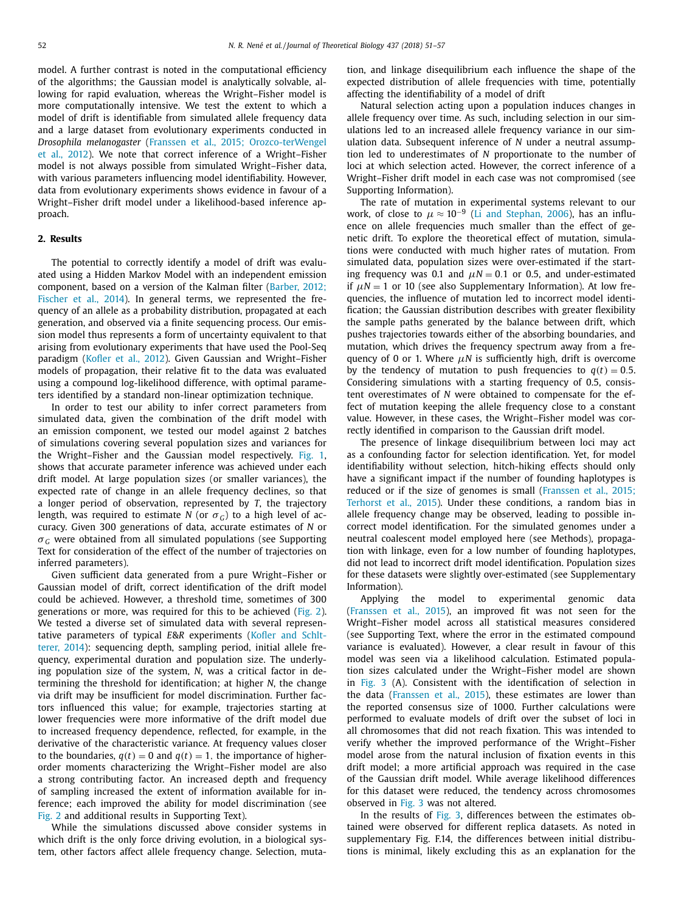model. A further contrast is noted in the computational efficiency of the algorithms; the Gaussian model is analytically solvable, allowing for rapid evaluation, whereas the Wright–Fisher model is more computationally intensive. We test the extent to which a model of drift is identifiable from simulated allele frequency data and a large dataset from evolutionary experiments conducted in *Drosophila melanogaster* (Franssen et al., 2015; Orozco-terWengel et al., 2012). We note that correct inference of a Wright–Fisher model is not always possible from simulated Wright–Fisher data, with various parameters influencing model identifiability. However, data from evolutionary experiments shows evidence in favour of a Wright–Fisher drift model under a likelihood-based inference approach.

## 2. Results

The potential to correctly identify a model of drift was evaluated using a Hidden Markov Model with an independent emission component, based on a version of the Kalman filter (Barber, 2012; Fischer et al., 2014). In general terms, we represented the frequency of an allele as a probability distribution, propagated at each generation, and observed via a finite sequencing process. Our emission model thus represents a form of uncertainty equivalent to that arising from evolutionary experiments that have used the Pool-Seq paradigm (Kofler et al., 2012). Given Gaussian and Wright–Fisher models of propagation, their relative fit to the data was evaluated using a compound log-likelihood difference, with optimal parameters identified by a standard non-linear optimization technique.

In order to test our ability to infer correct parameters from simulated data, given the combination of the drift model with an emission component, we tested our model against 2 batches of simulations covering several population sizes and variances for the Wright–Fisher and the Gaussian model respectively. Fig. 1, shows that accurate parameter inference was achieved under each drift model. At large population sizes (or smaller variances), the expected rate of change in an allele frequency declines, so that a longer period of observation, represented by $T$, the trajectory length, was required to estimate $N$ (or $\sigma_G$) to a high level of accuracy. Given 300 generations of data, accurate estimates of $N$ or $\sigma_G$ were obtained from all simulated populations (see Supporting Text for consideration of the effect of the number of trajectories on inferred parameters).

Given sufficient data generated from a pure Wright–Fisher or Gaussian model of drift, correct identification of the drift model could be achieved. However, a threshold time, sometimes of 300 generations or more, was required for this to be achieved (Fig. 2). We tested a diverse set of simulated data with several representative parameters of typical *E&R* experiments (Kofler and Schlötterer, 2014): sequencing depth, sampling period, initial allele frequency, experimental duration and population size. The underlying population size of the system, $N$, was a critical factor in determining the threshold for identification; at higher $N$, the change via drift may be insufficient for model discrimination. Further factors influenced this value; for example, trajectories starting at lower frequencies were more informative of the drift model due to increased frequency dependence, reflected, for example, in the derivative of the characteristic variance. At frequency values closer to the boundaries, $q(t) = 0$ and $q(t) = 1$, the importance of higher-order moments characterizing the Wright–Fisher model are also a strong contributing factor. An increased depth and frequency of sampling increased the extent of information available for inference; each improved the ability for model discrimination (see Fig. 2 and additional results in Supporting Text).

While the simulations discussed above consider systems in which drift is the only force driving evolution, in a biological system, other factors affect allele frequency change. Selection, mutation, and linkage disequilibrium each influence the shape of the expected distribution of allele frequencies with time, potentially affecting the identifiability of a model of drift

Natural selection acting upon a population induces changes in allele frequency over time. As such, including selection in our simulations led to an increased allele frequency variance in our simulation data. Subsequent inference of $N$ under a neutral assumption led to underestimates of $N$ proportionate to the number of loci at which selection acted. However, the correct inference of a Wright–Fisher drift model in each case was not compromised (see Supporting Information).

The rate of mutation in experimental systems relevant to our work, of close to $\mu \approx 10^{-9}$ (Li and Stephan, 2006), has an influence on allele frequencies much smaller than the effect of genetic drift. To explore the theoretical effect of mutation, simulations were conducted with much higher rates of mutation. From simulated data, population sizes were over-estimated if the starting frequency was 0.1 and $\mu N = 0.1$ or 0.5, and under-estimated if $\mu N = 1$ or 10 (see also Supplementary Information). At low frequencies, the influence of mutation led to incorrect model identification; the Gaussian distribution describes with greater flexibility the sample paths generated by the balance between drift, which pushes trajectories towards either of the absorbing boundaries, and mutation, which drives the frequency spectrum away from a frequency of 0 or 1. Where $\mu N$ is sufficiently high, drift is overcome by the tendency of mutation to push frequencies to $q(t) = 0.5$. Considering simulations with a starting frequency of 0.5, consistent overestimates of $N$ were obtained to compensate for the effect of mutation keeping the allele frequency close to a constant value. However, in these cases, the Wright–Fisher model was correctly identified in comparison to the Gaussian drift model.

The presence of linkage disequilibrium between loci may act as a confounding factor for selection identification. Yet, for model identifiability without selection, hitch-hiking effects should only have a significant impact if the number of founding haplotypes is reduced or if the size of genomes is small (Franssen et al., 2015; Terhorst et al., 2015). Under these conditions, a random bias in allele frequency change may be observed, leading to possible incorrect model identification. For the simulated genomes under a neutral coalescent model employed here (see Methods), propagation with linkage, even for a low number of founding haplotypes, did not lead to incorrect drift model identification. Population sizes for these datasets were slightly over-estimated (see Supplementary Information).

Applying the model to experimental genomic data (Franssen et al., 2015), an improved fit was not seen for the Wright–Fisher model across all statistical measures considered (see Supporting Text, where the error in the estimated compound variance is evaluated). However, a clear result in favour of this model was seen via a likelihood calculation. Estimated population sizes calculated under the Wright–Fisher model are shown in Fig. 3 (A). Consistent with the identification of selection in the data (Franssen et al., 2015), these estimates are lower than the reported consensus size of 1000. Further calculations were performed to evaluate models of drift over the subset of loci in all chromosomes that did not reach fixation. This was intended to verify whether the improved performance of the Wright–Fisher model arose from the natural inclusion of fixation events in this drift model; a more artificial approach was required in the case of the Gaussian drift model. While average likelihood differences for this dataset were reduced, the tendency across chromosomes observed in Fig. 3 was not altered.

In the results of Fig. 3, differences between the estimates obtained were observed for different replica datasets. As noted in supplementary Fig. F.14, the differences between initial distributions is minimal, likely excluding this as an explanation for the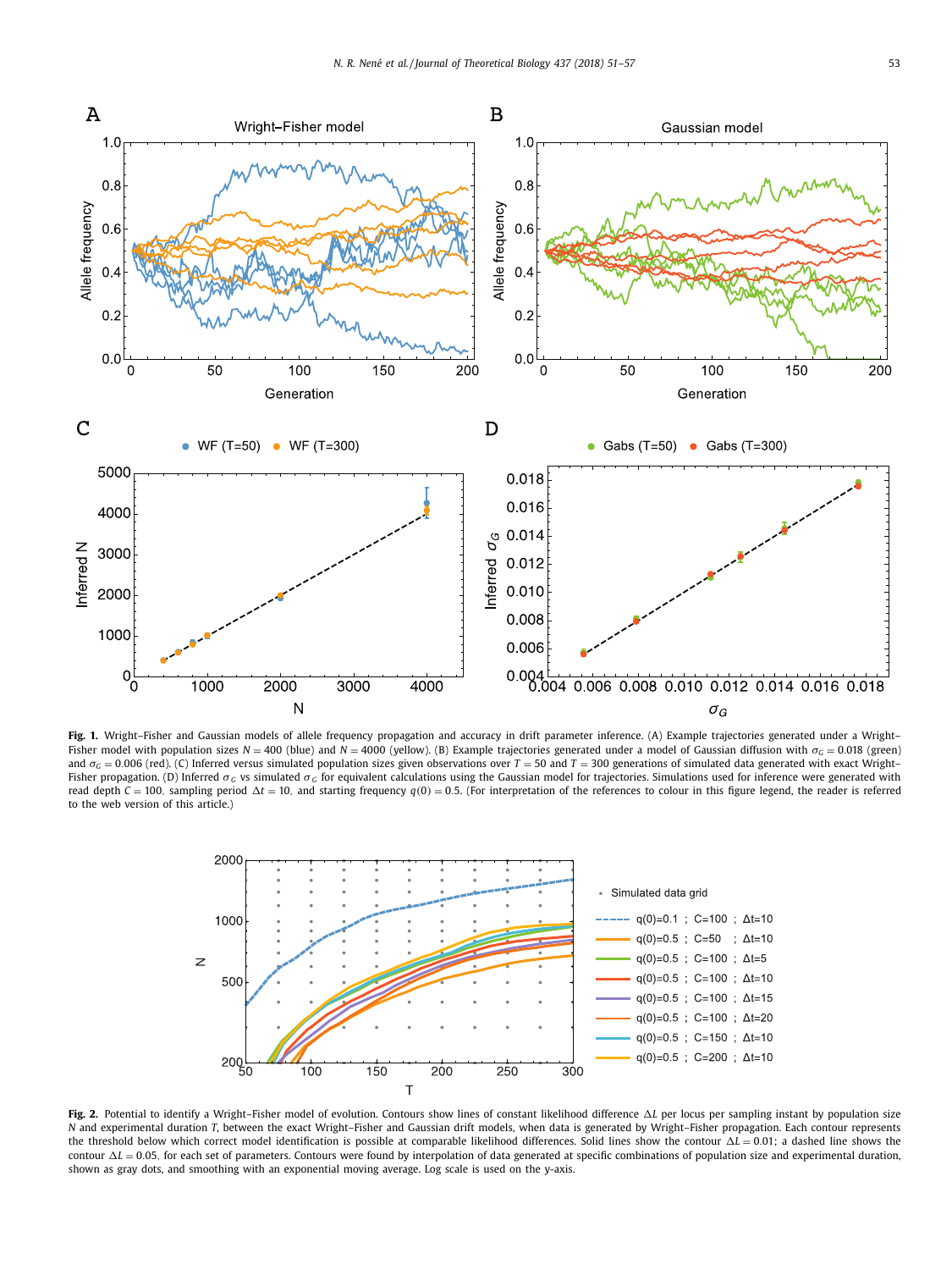**Fig. 1.** Wright–Fisher and Gaussian models of allele frequency propagation and accuracy in drift parameter inference. (A) Example trajectories generated under a Wright–Fisher model with population sizes $N = 400$ (blue) and $N = 4000$ (yellow). (B) Example trajectories generated under a model of Gaussian diffusion with $\sigma_G = 0.018$ (green) and $\sigma_G = 0.006$ (red). (C) Inferred versus simulated population sizes given observations over $T = 50$ and $T = 300$ generations of simulated data generated with exact Wright–Fisher propagation. (D) Inferred $\sigma_G$ vs simulated $\sigma_G$ for equivalent calculations using the Gaussian model for trajectories. Simulations used for inference were generated with read depth $C = 100$, sampling period $\Delta t = 10$, and starting frequency $q(0) = 0.5$. (For interpretation of the references to colour in this figure legend, the reader is referred to the web version of this article.)

**Fig. 2.** Potential to identify a Wright–Fisher model of evolution. Contours show lines of constant likelihood difference $\Delta L$ per locus per sampling instant by population size $N$ and experimental duration $T$, between the exact Wright–Fisher and Gaussian drift models, when data is generated by Wright–Fisher propagation. Each contour represents the threshold below which correct model identification is possible at comparable likelihood differences. Solid lines show the contour $\Delta L = 0.01$; a dashed line shows the contour $\Delta L = 0.05$. for each set of parameters. Contours were found by interpolation of data generated at specific combinations of population size and experimental duration, shown as gray dots, and smoothing with an exponential moving average. Log scale is used on the y-axis.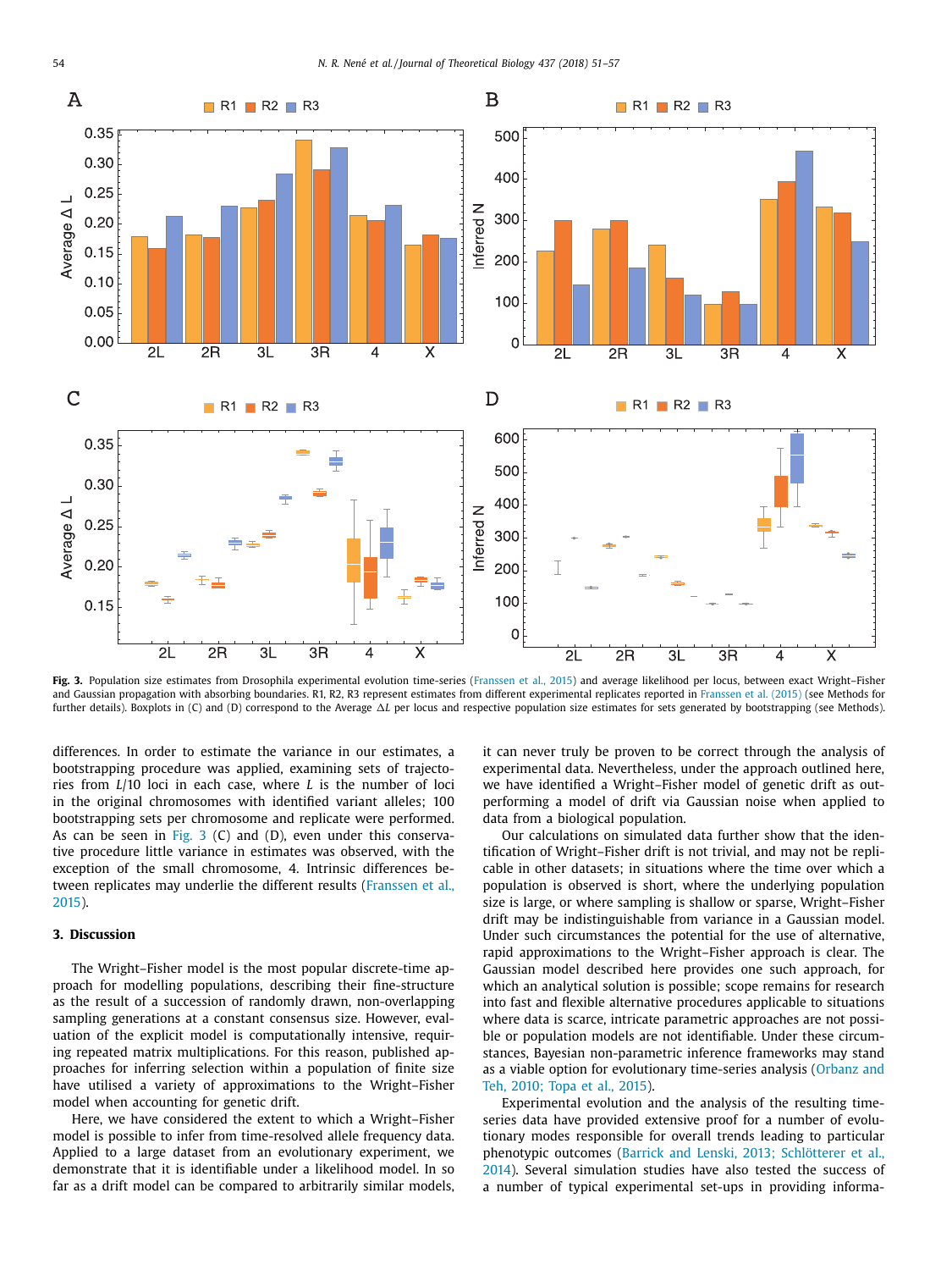**Fig. 3.** Population size estimates from Drosophila experimental evolution time-series (Franssen et al., 2015) and average likelihood per locus, between exact Wright–Fisher and Gaussian propagation with absorbing boundaries. R1, R2, R3 represent estimates from different experimental replicates reported in Franssen et al. (2015) (see Methods for further details). Boxplots in (C) and (D) correspond to the Average $\Delta L$ per locus and respective population size estimates for sets generated by bootstrapping (see Methods).

differences. In order to estimate the variance in our estimates, a bootstrapping procedure was applied, examining sets of trajectories from $L/10$ loci in each case, where $L$ is the number of loci in the original chromosomes with identified variant alleles; 100 bootstrapping sets per chromosome and replicate were performed. As can be seen in Fig. 3 (C) and (D), even under this conservative procedure little variance in estimates was observed, with the exception of the small chromosome, 4. Intrinsic differences between replicates may underlie the different results (Franssen et al., 2015).

## 3. Discussion

The Wright–Fisher model is the most popular discrete-time approach for modelling populations, describing their fine-structure as the result of a succession of randomly drawn, non-overlapping sampling generations at a constant consensus size. However, evaluation of the explicit model is computationally intensive, requiring repeated matrix multiplications. For this reason, published approaches for inferring selection within a population of finite size have utilised a variety of approximations to the Wright–Fisher model when accounting for genetic drift.

Here, we have considered the extent to which a Wright–Fisher model is possible to infer from time-resolved allele frequency data. Applied to a large dataset from an evolutionary experiment, we demonstrate that it is identifiable under a likelihood model. In so far as a drift model can be compared to arbitrarily similar models, it can never truly be proven to be correct through the analysis of experimental data. Nevertheless, under the approach outlined here, we have identified a Wright–Fisher model of genetic drift as outperforming a model of drift via Gaussian noise when applied to data from a biological population.

Our calculations on simulated data further show that the identification of Wright–Fisher drift is not trivial, and may not be replicable in other datasets; in situations where the time over which a population is observed is short, where the underlying population size is large, or where sampling is shallow or sparse, Wright–Fisher drift may be indistinguishable from variance in a Gaussian model. Under such circumstances the potential for the use of alternative, rapid approximations to the Wright–Fisher approach is clear. The Gaussian model described here provides one such approach, for which an analytical solution is possible; scope remains for research into fast and flexible alternative procedures applicable to situations where data is scarce, intricate parametric approaches are not possible or population models are not identifiable. Under these circumstances, Bayesian non-parametric inference frameworks may stand as a viable option for evolutionary time-series analysis (Orbanz and Teh, 2010; Topa et al., 2015).

Experimental evolution and the analysis of the resulting time-series data have provided extensive proof for a number of evolutionary modes responsible for overall trends leading to particular phenotypic outcomes (Barrick and Lenski, 2013; Schlötterer et al., 2014). Several simulation studies have also tested the success of a number of typical experimental set-ups in providing informa-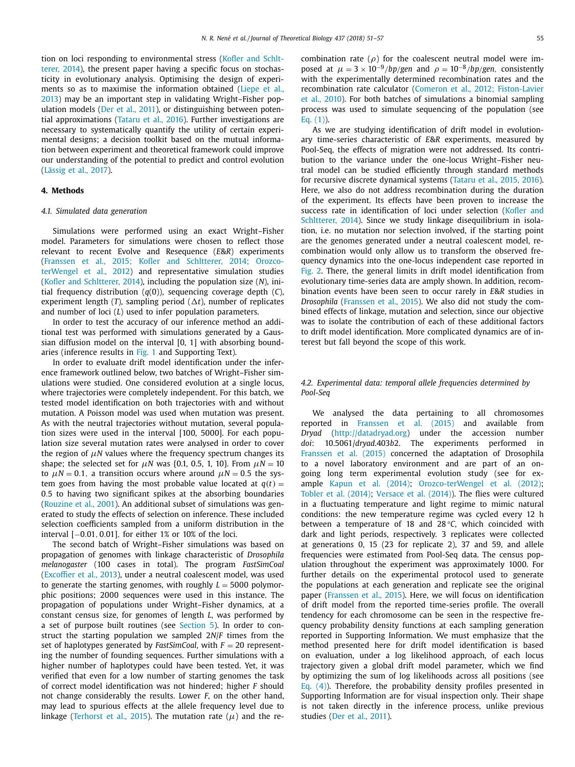tion on loci responding to environmental stress (Kofler and Schlötterer, 2014), the present paper having a specific focus on stochasticity in evolutionary analysis. Optimising the design of experiments so as to maximise the information obtained (Liepe et al., 2013) may be an important step in validating Wright–Fisher population models (Der et al., 2011), or distinguishing between potential approximations (Tataru et al., 2016). Further investigations are necessary to systematically quantify the utility of certain experimental designs; a decision toolkit based on the mutual information between experiment and theoretical framework could improve our understanding of the potential to predict and control evolution (Lässig et al., 2017).

## 4. Methods

### 4.1. Simulated data generation

Simulations were performed using an exact Wright–Fisher model. Parameters for simulations were chosen to reflect those relevant to recent Evolve and Resequence (*E&R*) experiments (Franssen et al., 2015; Kofler and Schlötterer, 2014; Orozco-terWengel et al., 2012) and representative simulation studies (Kofler and Schlötterer, 2014), including the population size ($N$), initial frequency distribution ($q(0)$), sequencing coverage depth ($C$), experiment length ($T$), sampling period ($\Delta t$), number of replicates and number of loci ($L$) used to infer population parameters.

In order to test the accuracy of our inference method an additional test was performed with simulations generated by a Gaussian diffusion model on the interval [0, 1] with absorbing boundaries (inference results in Fig. 1 and Supporting Text).

In order to evaluate drift model identification under the inference framework outlined below, two batches of Wright–Fisher simulations were studied. One considered evolution at a single locus, where trajectories were completely independent. For this batch, we tested model identification on both trajectories with and without mutation. A Poisson model was used when mutation was present. As with the neutral trajectories without mutation, several population sizes were used in the interval [100, 5000]. For each population size several mutation rates were analysed in order to cover the region of $\mu N$ values where the frequency spectrum changes its shape; the selected set for $\mu N$ was {0.1, 0.5, 1, 10}. From $\mu N = 10$ to $\mu N = 0.1$, a transition occurs where around $\mu N = 0.5$ the system goes from having the most probable value located at $q(t) = 0.5$ to having two significant spikes at the absorbing boundaries (Rouzine et al., 2001). An additional subset of simulations was generated to study the effects of selection on inference. These included selection coefficients sampled from a uniform distribution in the interval $[-0.01, 0.01]$, for either 1% or 10% of the loci.

The second batch of Wright–Fisher simulations was based on propagation of genomes with linkage characteristic of *Drosophila melanogaster* (100 cases in total). The program *FastSimCoal* (Excoffier et al., 2013), under a neutral coalescent model, was used to generate the starting genomes, with roughly $L = 5000$ polymorphic positions; 2000 sequences were used in this instance. The propagation of populations under Wright–Fisher dynamics, at a constant census size, for genomes of length $L$, was performed by a set of purpose built routines (see Section 5). In order to construct the starting population we sampled $2N/F$ times from the set of haplotypes generated by *FastSimCoal*, with $F = 20$ representing the number of founding sequences. Further simulations with a higher number of haplotypes could have been tested. Yet, it was verified that even for a low number of starting genomes the task of correct model identification was not hindered; higher $F$ should not change considerably the results. Lower $F$, on the other hand, may lead to spurious effects at the allele frequency level due to linkage (Terhorst et al., 2015). The mutation rate ($\mu$) and the recombination rate ($\rho$) for the coalescent neutral model were imposed at $\mu = 3 \times 10^{-9}/bp/gen$ and $\rho = 10^{-8}/bp/gen$, consistently with the experimentally determined recombination rates and the recombination rate calculator (Comeron et al., 2012; Fiston-Lavier et al., 2010). For both batches of simulations a binomial sampling process was used to simulate sequencing of the population (see Eq. (1)).

As we are studying identification of drift model in evolutionary time-series characteristic of *E&R* experiments, measured by Pool-Seq, the effects of migration were not addressed. Its contribution to the variance under the one-locus Wright–Fisher neutral model can be studied efficiently through standard methods for recursive discrete dynamical systems (Tataru et al., 2015, 2016). Here, we also do not address recombination during the duration of the experiment. Its effects have been proven to increase the success rate in identification of loci under selection (Kofler and Schlötterer, 2014). Since we study linkage disequilibrium in isolation, i.e. no mutation nor selection involved, if the starting point are the genomes generated under a neutral coalescent model, recombination would only allow us to transform the observed frequency dynamics into the one-locus independent case reported in Fig. 2. There, the general limits in drift model identification from evolutionary time-series data are amply shown. In addition, recombination events have been seen to occur rarely in *E&R* studies in *Drosophila* (Franssen et al., 2015). We also did not study the combined effects of linkage, mutation and selection, since our objective was to isolate the contribution of each of these additional factors to drift model identification. More complicated dynamics are of interest but fall beyond the scope of this work.

### 4.2. Experimental data: temporal allele frequencies determined by Pool-Seq

We analysed the data pertaining to all chromosomes reported in Franssen et al. (2015) and available from *Dryad* (http://datadryad.org) under the accession number *doi*: 10.5061/*dryad*.403*b*2. The experiments performed in Franssen et al. (2015) concerned the adaptation of Drosophila to a novel laboratory environment and are part of an ongoing long term experimental evolution study (see for example Kapun et al. (2014); Orozco-terWengel et al. (2012); Tobler et al. (2014); Versace et al. (2014)). The flies were cultured in a fluctuating temperature and light regime to mimic natural conditions: the new temperature regime was cycled every 12 h between a temperature of 18 and 28 °*C*, which coincided with dark and light periods, respectively. 3 replicates were collected at generations 0, 15 (23 for replicate 2), 37 and 59, and allele frequencies were estimated from Pool-Seq data. The census population throughout the experiment was approximately 1000. For further details on the experimental protocol used to generate the populations at each generation and replicate see the original paper (Franssen et al., 2015). Here, we will focus on identification of drift model from the reported time-series profile. The overall tendency for each chromosome can be seen in the respective frequency probability density functions at each sampling generation reported in Supporting Information. We must emphasize that the method presented here for drift model identification is based on evaluation, under a log likelihood approach, of each locus trajectory given a global drift model parameter, which we find by optimizing the sum of log likelihoods across all positions (see Eq. (4)). Therefore, the probability density profiles presented in Supporting Information are for visual inspection only. Their shape is not taken directly in the inference process, unlike previous studies (Der et al., 2011).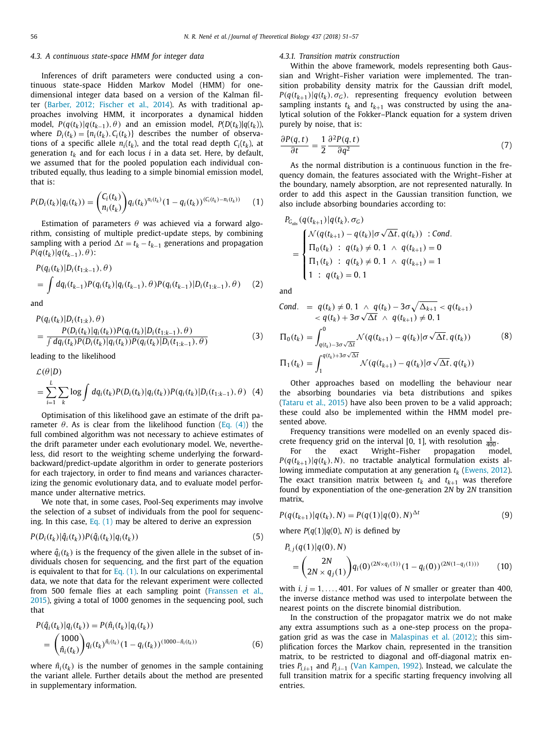### 4.3. A continuous state-space HMM for integer data

Inferences of drift parameters were conducted using a continuous state-space Hidden Markov Model (HMM) for one-dimensional integer data based on a version of the Kalman filter (Barber, 2012; Fischer et al., 2014). As with traditional approaches involving HMM, it incorporates a dynamical hidden model, $P(q(t_k)|q(t_{k-1}), \theta)$ and an emission model, $P(D(t_k)|q(t_k))$, where $D_i(t_k) = \{n_i(t_k), C_i(t_k)\}$ describes the number of observations of a specific allele $n_i(t_k)$, and the total read depth $C_i(t_k)$, at generation $t_k$ and for each locus $i$ in a data set. Here, by default, we assumed that for the pooled population each individual contributed equally, thus leading to a simple binomial emission model, that is:

$$P(D_i(t_k)|q_i(t_k)) = \binom{C_i(t_k)}{n_i(t_k)} q_i(t_k)^{n_i(t_k)}(1 - q_i(t_k))^{(C_i(t_k) - n_i(t_k))} \quad (1)$$

Estimation of parameters $\theta$ was achieved via a forward algorithm, consisting of multiple predict-update steps, by combining sampling with a period $\Delta t = t_k - t_{k-1}$ generations and propagation $P(q(t_k)|q(t_{k-1}), \theta)$:

$$P(q_i(t_k)|D_i(t_{1:k-1}), \theta) = \int dq_i(t_{k-1}) P(q_i(t_k)|q_i(t_{k-1}), \theta) P(q_i(t_{k-1})|D_i(t_{1:k-1}), \theta) \quad (2)$$

and

$$P(q_i(t_k)|D_i(t_{1:k}), \theta) = \frac{P(D_i(t_k)|q_i(t_k)) P(q_i(t_k)|D_i(t_{1:k-1}), \theta)}{\int dq_i(t_k) P(D_i(t_k)|q_i(t_k)) P(q_i(t_k)|D_i(t_{1:k-1}), \theta)} \quad (3)$$

leading to the likelihood

$$\mathcal{L}(\theta|D) = \sum_{i=1}^{L} \sum_{k} \log \int dq_i(t_k) P(D_i(t_k)|q_i(t_k)) P(q_i(t_k)|D_i(t_{1:k-1}), \theta) \quad (4)$$

Optimisation of this likelihood gave an estimate of the drift parameter $\theta$. As is clear from the likelihood function (Eq. (4)) the full combined algorithm was not necessary to achieve estimates of the drift parameter under each evolutionary model. We, nevertheless, did resort to the weighting scheme underlying the forward-backward/predict-update algorithm in order to generate posteriors for each trajectory, in order to find means and variances characterizing the genomic evolutionary data, and to evaluate model performance under alternative metrics.

We note that, in some cases, Pool-Seq experiments may involve the selection of a subset of individuals from the pool for sequencing. In this case, Eq. (1) may be altered to derive an expression

$$P(D_i(t_k)|\hat{q}_i(t_k)) P(\hat{q}_i(t_k)|q_i(t_k)) \quad (5)$$

where $\hat{q}_i(t_k)$ is the frequency of the given allele in the subset of individuals chosen for sequencing, and the first part of the equation is equivalent to that for Eq. (1). In our calculations on experimental data, we note that data for the relevant experiment were collected from 500 female flies at each sampling point (Franssen et al., 2015), giving a total of 1000 genomes in the sequencing pool, such that

$$P(\hat{q}_i(t_k)|q_i(t_k)) = P(\hat{n}_i(t_k)|q_i(t_k)) = \binom{1000}{\hat{n}_i(t_k)} q_i(t_k)^{\hat{n}_i(t_k)}(1 - q_i(t_k))^{(1000 - \hat{n}_i(t_k))} \quad (6)$$

where $\hat{n}_i(t_k)$ is the number of genomes in the sample containing the variant allele. Further details about the method are presented in supplementary information.

#### 4.3.1. Transition matrix construction

Within the above framework, models representing both Gaussian and Wright–Fisher variation were implemented. The transition probability density matrix for the Gaussian drift model, $P(q(t_{k+1})|q(t_k), \sigma_G)$, representing frequency evolution between sampling instants $t_k$ and $t_{k+1}$ was constructed by using the analytical solution of the Fokker–Planck equation for a system driven purely by noise, that is:

$$\frac{\partial P(q, t)}{\partial t} = \frac{1}{2} \frac{\partial^2 P(q, t)}{\partial q^2} \quad (7)$$

As the normal distribution is a continuous function in the frequency domain, the features associated with the Wright–Fisher at the boundary, namely absorption, are not represented naturally. In order to add this aspect in the Gaussian transition function, we also include absorbing boundaries according to:

$$P_{G_{abs}}(q(t_{k+1})|q(t_k), \sigma_G) = \begin{cases} \mathcal{N}(q(t_{k+1}) - q(t_k)|\sigma\sqrt{\Delta t}, q(t_k)) & : Cond. \\ \Pi_0(t_k) & : \ q(t_k) \neq 0, 1 \ \wedge \ q(t_{k+1}) = 0 \\ \Pi_1(t_k) & : \ q(t_k) \neq 0, 1 \ \wedge \ q(t_{k+1}) = 1 \\ 1 & : \ q(t_k) = 0, 1 \end{cases}$$

and

$$\begin{aligned} Cond. \ &= \ q(t_k) \neq 0, 1 \ \wedge \ q(t_k) - 3\sigma\sqrt{\Delta_{k+1}} < q(t_{k+1}) \\ &\quad < q(t_k) + 3\sigma\sqrt{\Delta t} \ \wedge \ q(t_{k+1}) \neq 0, 1 \\ \Pi_0(t_k) \ &= \int_{q(t_k) - 3\sigma\sqrt{\Delta t}}^{0} \mathcal{N}(q(t_{k+1}) - q(t_k)|\sigma\sqrt{\Delta t}, q(t_k)) \\ \Pi_1(t_k) \ &= \int_{1}^{q(t_k) + 3\sigma\sqrt{\Delta t}} \mathcal{N}(q(t_{k+1}) - q(t_k)|\sigma\sqrt{\Delta t}, q(t_k)) \end{aligned} \quad (8)$$

Other approaches based on modelling the behaviour near the absorbing boundaries via beta distributions and spikes (Tataru et al., 2015) have also been proven to be a valid approach; these could also be implemented within the HMM model presented above.

Frequency transitions were modelled on an evenly spaced discrete frequency grid on the interval [0, 1], with resolution $\frac{1}{400}$.

For the exact Wright–Fisher propagation model, $P(q(t_{k+1})|q(t_k), N)$, no tractable analytical formulation exists allowing immediate computation at any generation $t_k$ (Ewens, 2012). The exact transition matrix between $t_k$ and $t_{k+1}$ was therefore found by exponentiation of the one-generation $2N$ by $2N$ transition matrix,

$$P(q(t_{k+1})|q(t_k), N) = P(q(1)|q(0), N)^{\Delta t} \quad (9)$$

where $P(q(1)|q(0), N)$ is defined by

$$P_{i,j}(q(1)|q(0), N) = \binom{2N}{2N \times q_j(1)} q_i(0)^{(2N \times q_j(1))}(1 - q_i(0))^{(2N(1 - q_j(1)))} \quad (10)$$

with $i, j = 1, \ldots, 401$. For values of $N$ smaller or greater than 400, the inverse distance method was used to interpolate between the nearest points on the discrete binomial distribution.

In the construction of the propagator matrix we do not make any extra assumptions such as a one-step process on the propagation grid as was the case in Malaspinas et al. (2012); this simplification forces the Markov chain, represented in the transition matrix, to be restricted to diagonal and off-diagonal matrix entries $P_{i,i+1}$ and $P_{i,i-1}$ (Van Kampen, 1992). Instead, we calculate the full transition matrix for a specific starting frequency involving all entries.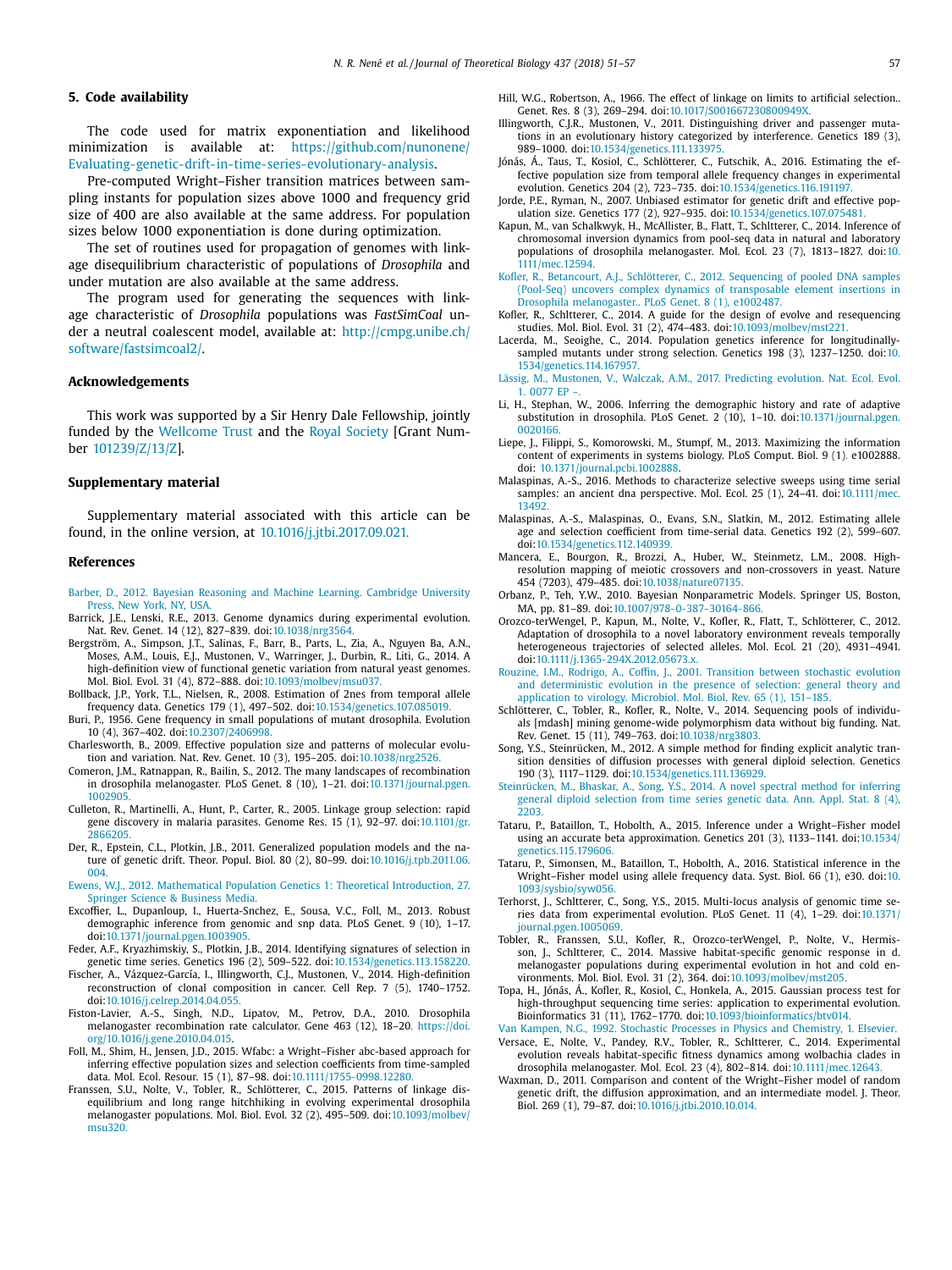## 5. Code availability

The code used for matrix exponentiation and likelihood minimization is available at: https://github.com/nunonene/Evaluating-genetic-drift-in-time-series-evolutionary-analysis.

Pre-computed Wright–Fisher transition matrices between sampling instants for population sizes above 1000 and frequency grid size of 400 are also available at the same address. For population sizes below 1000 exponentiation is done during optimization.

The set of routines used for propagation of genomes with linkage disequilibrium characteristic of populations of *Drosophila* and under mutation are also available at the same address.

The program used for generating the sequences with linkage characteristic of *Drosophila* populations was *FastSimCoal* under a neutral coalescent model, available at: http://cmpg.unibe.ch/software/fastsimcoal2/.

## Acknowledgements

This work was supported by a Sir Henry Dale Fellowship, jointly funded by the Wellcome Trust and the Royal Society [Grant Number 101239/Z/13/Z].

## Supplementary material

Supplementary material associated with this article can be found, in the online version, at 10.1016/j.jtbi.2017.09.021.

## References

Barber, D., 2012. Bayesian Reasoning and Machine Learning. Cambridge University Press, New York, NY, USA.

Barrick, J.E., Lenski, R.E., 2013. Genome dynamics during experimental evolution. Nat. Rev. Genet. 14 (12), 827–839. doi:10.1038/nrg3564.

Bergström, A., Simpson, J.T., Salinas, F., Barr, B., Parts, L., Zia, A., Nguyen Ba, A.N., Moses, A.M., Louis, E.J., Mustonen, V., Warringer, J., Durbin, R., Liti, G., 2014. A high-definition view of functional genetic variation from natural yeast genomes. Mol. Biol. Evol. 31 (4), 872–888. doi:10.1093/molbev/msu037.

Bollback, J.P., York, T.L., Nielsen, R., 2008. Estimation of 2nes from temporal allele frequency data. Genetics 179 (1), 497–502. doi:10.1534/genetics.107.085019.

Buri, P., 1956. Gene frequency in small populations of mutant drosophila. Evolution 10 (4), 367–402. doi:10.2307/2406998.

Charlesworth, B., 2009. Effective population size and patterns of molecular evolution and variation. Nat. Rev. Genet. 10 (3), 195–205. doi:10.1038/nrg2526.

Comeron, J.M., Ratnappan, R., Bailin, S., 2012. The many landscapes of recombination in drosophila melanogaster. PLoS Genet. 8 (10), 1–21. doi:10.1371/journal.pgen.1002905.

Culleton, R., Martinelli, A., Hunt, P., Carter, R., 2005. Linkage group selection: rapid gene discovery in malaria parasites. Genome Res. 15 (1), 92–97. doi:10.1101/gr.2866205.

Der, R., Epstein, C.L., Plotkin, J.B., 2011. Generalized population models and the nature of genetic drift. Theor. Popul. Biol. 80 (2), 80–99. doi:10.1016/j.tpb.2011.06.004.

Ewens, W.J., 2012. Mathematical Population Genetics 1: Theoretical Introduction, 27. Springer Science & Business Media.

Excoffier, L., Dupanloup, I., Huerta-Sanchez, E., Sousa, V.C., Foll, M., 2013. Robust demographic inference from genomic and snp data. PLoS Genet. 9 (10), 1–17. doi:10.1371/journal.pgen.1003905.

Feder, A.F., Kryazhimskiy, S., Plotkin, J.B., 2014. Identifying signatures of selection in genetic time series. Genetics 196 (2), 509–522. doi:10.1534/genetics.113.158220.

Fischer, A., Vázquez-García, I., Illingworth, C.J., Mustonen, V., 2014. High-definition reconstruction of clonal composition in cancer. Cell Rep. 7 (5), 1740–1752. doi:10.1016/j.celrep.2014.04.055.

Fiston-Lavier, A.-S., Singh, N.D., Lipatov, M., Petrov, D.A., 2010. Drosophila melanogaster recombination rate calculator. Gene 463 (12), 18–20. https://doi.org/10.1016/j.gene.2010.04.015.

Foll, M., Shim, H., Jensen, J.D., 2015. Wfabc: a Wright–Fisher abc-based approach for inferring effective population sizes and selection coefficients from time-sampled data. Mol. Ecol. Resour. 15 (1), 87–98. doi:10.1111/1755-0998.12280.

Franssen, S.U., Nolte, V., Tobler, R., Schlötterer, C., 2015. Patterns of linkage disequilibrium and long range hitchhiking in evolving experimental drosophila melanogaster populations. Mol. Biol. Evol. 32 (2), 495–509. doi:10.1093/molbev/msu320.

Hill, W.G., Robertson, A., 1966. The effect of linkage on limits to artificial selection.. Genet. Res. 8 (3), 269–294. doi:10.1017/S001667230800949X.

Illingworth, C.J.R., Mustonen, V., 2011. Distinguishing driver and passenger mutations in an evolutionary history categorized by interference. Genetics 189 (3), 989–1000. doi:10.1534/genetics.111.133975.

Jónás, Á., Taus, T., Kosiol, C., Schlötterer, C., Futschik, A., 2016. Estimating the effective population size from temporal allele frequency changes in experimental evolution. Genetics 204 (2), 723–735. doi:10.1534/genetics.116.191197.

Jorde, P.E., Ryman, N., 2007. Unbiased estimator for genetic drift and effective population size. Genetics 177 (2), 927–935. doi:10.1534/genetics.107.075481.

Kapun, M., van Schalkwyk, H., McAllister, B., Flatt, T., Schltterer, C., 2014. Inference of chromosomal inversion dynamics from pool-seq data in natural and laboratory populations of drosophila melanogaster. Mol. Ecol. 23 (7), 1813–1827. doi:10.1111/mec.12594.

Kofler, R., Betancourt, A.J., Schlötterer, C., 2012. Sequencing of pooled DNA samples (Pool-Seq) uncovers complex dynamics of transposable element insertions in Drosophila melanogaster.. PLoS Genet. 8 (1), e1002487.

Kofler, R., Schltterer, C., 2014. A guide for the design of evolve and resequencing studies. Mol. Biol. Evol. 31 (2), 474–483. doi:10.1093/molbev/mst221.

Lacerda, M., Seoighe, C., 2014. Population genetics inference for longitudinally-sampled mutants under strong selection. Genetics 198 (3), 1237–1250. doi:10.1534/genetics.114.167957.

Lässig, M., Mustonen, V., Walczak, A.M., 2017. Predicting evolution. Nat. Ecol. Evol. 1. 0077 EP –.

Li, H., Stephan, W., 2006. Inferring the demographic history and rate of adaptive substitution in drosophila. PLoS Genet. 2 (10), 1–10. doi:10.1371/journal.pgen.0020166.

Liepe, J., Filippi, S., Komorowski, M., Stumpf, M., 2013. Maximizing the information content of experiments in systems biology. PLoS Comput. Biol. 9 (1). e1002888. doi: 10.1371/journal.pcbi.1002888.

Malaspinas, A.-S., 2016. Methods to characterize selective sweeps using time serial samples: an ancient dna perspective. Mol. Ecol. 25 (1), 24–41. doi:10.1111/mec.13492.

Malaspinas, A.-S., Malaspinas, O., Evans, S.N., Slatkin, M., 2012. Estimating allele age and selection coefficient from time-serial data. Genetics 192 (2), 599–607. doi:10.1534/genetics.112.140939.

Mancera, E., Bourgon, R., Brozzi, A., Huber, W., Steinmetz, L.M., 2008. High-resolution mapping of meiotic crossovers and non-crossovers in yeast. Nature 454 (7203), 479–485. doi:10.1038/nature07135.

Orbanz, P., Teh, Y.W., 2010. Bayesian Nonparametric Models. Springer US, Boston, MA, pp. 81–89. doi:10.1007/978-0-387-30164-866.

Orozco-terWengel, P., Kapun, M., Nolte, V., Kofler, R., Flatt, T., Schlötterer, C., 2012. Adaptation of drosophila to a novel laboratory environment reveals temporally heterogeneous trajectories of selected alleles. Mol. Ecol. 21 (20), 4931–4941. doi:10.1111/j.1365-294X.2012.05673.x.

Rouzine, I.M., Rodrigo, A., Coffin, J., 2001. Transition between stochastic evolution and deterministic evolution in the presence of selection: general theory and application to virology. Microbiol. Mol. Biol. Rev. 65 (1), 151–185.

Schlötterer, C., Tobler, R., Kofler, R., Nolte, V., 2014. Sequencing pools of individuals [mdash] mining genome-wide polymorphism data without big funding. Nat. Rev. Genet. 15 (11), 749–763. doi:10.1038/nrg3803.

Song, Y.S., Steinrücken, M., 2012. A simple method for finding explicit analytic transition densities of diffusion processes with general diploid selection. Genetics 190 (3), 1117–1129. doi:10.1534/genetics.111.136929.

Steinrücken, M., Bhaskar, A., Song, Y.S., 2014. A novel spectral method for inferring general diploid selection from time series genetic data. Ann. Appl. Stat. 8 (4), 2203.

Tataru, P., Bataillon, T., Hobolth, A., 2015. Inference under a Wright–Fisher model using an accurate beta approximation. Genetics 201 (3), 1133–1141. doi:10.1534/genetics.115.179606.

Tataru, P., Simonsen, M., Bataillon, T., Hobolth, A., 2016. Statistical inference in the Wright–Fisher model using allele frequency data. Syst. Biol. 66 (1), e30. doi:10.1093/sysbio/syw056.

Terhorst, J., Schltterer, C., Song, Y.S., 2015. Multi-locus analysis of genomic time series data from experimental evolution. PLoS Genet. 11 (4), 1–29. doi:10.1371/journal.pgen.1005069.

Tobler, R., Franssen, S.U., Kofler, R., Orozco-terWengel, P., Nolte, V., Hermisson, J., Schltterer, C., 2014. Massive habitat-specific genomic response in d. melanogaster populations during experimental evolution in hot and cold environments. Mol. Biol. Evol. 31 (2), 364. doi:10.1093/molbev/mst205.

Topa, H., Jónás, Á., Kofler, R., Kosiol, C., Honkela, A., 2015. Gaussian process test for high-throughput sequencing time series: application to experimental evolution. Bioinformatics 31 (11), 1762–1770. doi:10.1093/bioinformatics/btv014.

Van Kampen, N.G., 1992. Stochastic Processes in Physics and Chemistry, 1. Elsevier.

Versace, E., Nolte, V., Pandey, R.V., Tobler, R., Schltterer, C., 2014. Experimental evolution reveals habitat-specific fitness dynamics among wolbachia clades in drosophila melanogaster. Mol. Ecol. 23 (4), 802–814. doi:10.1111/mec.12643.

Waxman, D., 2011. Comparison and content of the Wright–Fisher model of random genetic drift, the diffusion approximation, and an intermediate model. J. Theor. Biol. 269 (1), 79–87. doi:10.1016/j.jtbi.2010.10.014.